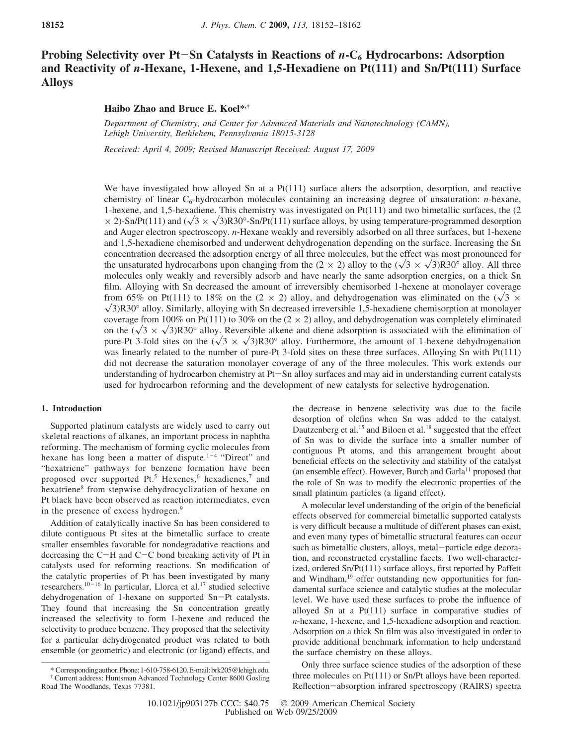# Probing Selectivity over Pt−Sn Catalysts in Reactions of $n$-$C_6$ Hydrocarbons: Adsorption and Reactivity of $n$-Hexane, 1-Hexene, and 1,5-Hexadiene on Pt(111) and Sn/Pt(111) Surface Alloys

**Haibo Zhao and Bruce E. Koel*,†**

*Department of Chemistry, and Center for Advanced Materials and Nanotechnology (CAMN), Lehigh University, Bethlehem, Pennsylvania 18015-3128*

*Received: April 4, 2009; Revised Manuscript Received: August 17, 2009*

We have investigated how alloyed Sn at a Pt(111) surface alters the adsorption, desorption, and reactive chemistry of linear $C_6$-hydrocarbon molecules containing an increasing degree of unsaturation: $n$-hexane, 1-hexene, and 1,5-hexadiene. This chemistry was investigated on Pt(111) and two bimetallic surfaces, the (2 × 2)-Sn/Pt(111) and $(\sqrt{3} \times \sqrt{3})R30°$-Sn/Pt(111) surface alloys, by using temperature-programmed desorption and Auger electron spectroscopy. $n$-Hexane weakly and reversibly adsorbed on all three surfaces, but 1-hexene and 1,5-hexadiene chemisorbed and underwent dehydrogenation depending on the surface. Increasing the Sn concentration decreased the adsorption energy of all three molecules, but the effect was most pronounced for the unsaturated hydrocarbons upon changing from the (2 × 2) alloy to the $(\sqrt{3} \times \sqrt{3})R30°$ alloy. All three molecules only weakly and reversibly adsorb and have nearly the same adsorption energies, on a thick Sn film. Alloying with Sn decreased the amount of irreversibly chemisorbed 1-hexene at monolayer coverage from 65% on Pt(111) to 18% on the (2 × 2) alloy, and dehydrogenation was eliminated on the $(\sqrt{3} \times \sqrt{3})R30°$ alloy. Similarly, alloying with Sn decreased irreversible 1,5-hexadiene chemisorption at monolayer coverage from 100% on Pt(111) to 30% on the (2 × 2) alloy, and dehydrogenation was completely eliminated on the $(\sqrt{3} \times \sqrt{3})R30°$ alloy. Reversible alkene and diene adsorption is associated with the elimination of pure-Pt 3-fold sites on the $(\sqrt{3} \times \sqrt{3})R30°$ alloy. Furthermore, the amount of 1-hexene dehydrogenation was linearly related to the number of pure-Pt 3-fold sites on these three surfaces. Alloying Sn with Pt(111) did not decrease the saturation monolayer coverage of any of the three molecules. This work extends our understanding of hydrocarbon chemistry at Pt−Sn alloy surfaces and may aid in understanding current catalysts used for hydrocarbon reforming and the development of new catalysts for selective hydrogenation.

## 1. Introduction

Supported platinum catalysts are widely used to carry out skeletal reactions of alkanes, an important process in naphtha reforming. The mechanism of forming cyclic molecules from hexane has long been a matter of dispute.[1−4] "Direct" and "hexatriene" pathways for benzene formation have been proposed over supported Pt.[5] Hexenes,[6] hexadienes,[7] and hexatriene[8] from stepwise dehydrocyclization of hexane on Pt black have been observed as reaction intermediates, even in the presence of excess hydrogen.[9]

Addition of catalytically inactive Sn has been considered to dilute contiguous Pt sites at the bimetallic surface to create smaller ensembles favorable for nondegradative reactions and decreasing the C−H and C−C bond breaking activity of Pt in catalysts used for reforming reactions. Sn modification of the catalytic properties of Pt has been investigated by many researchers.[10−16] In particular, Llorca et al.[17] studied selective dehydrogenation of 1-hexane on supported Sn−Pt catalysts. They found that increasing the Sn concentration greatly increased the selectivity to form 1-hexene and reduced the selectivity to produce benzene. They proposed that the selectivity for a particular dehydrogenated product was related to both ensemble (or geometric) and electronic (or ligand) effects, and the decrease in benzene selectivity was due to the facile desorption of olefins when Sn was added to the catalyst. Dautzenberg et al.[15] and Biloen et al.[18] suggested that the effect of Sn was to divide the surface into a smaller number of contiguous Pt atoms, and this arrangement brought about beneficial effects on the selectivity and stability of the catalyst (an ensemble effect). However, Burch and Garla[11] proposed that the role of Sn was to modify the electronic properties of the small platinum particles (a ligand effect).

A molecular level understanding of the origin of the beneficial effects observed for commercial bimetallic supported catalysts is very difficult because a multitude of different phases can exist, and even many types of bimetallic structural features can occur such as bimetallic clusters, alloys, metal−particle edge decoration, and reconstructed crystalline facets. Two well-characterized, ordered Sn/Pt(111) surface alloys, first reported by Paffett and Windham,[19] offer outstanding new opportunities for fundamental surface science and catalytic studies at the molecular level. We have used these surfaces to probe the influence of alloyed Sn at a Pt(111) surface in comparative studies of $n$-hexane, 1-hexene, and 1,5-hexadiene adsorption and reaction. Adsorption on a thick Sn film was also investigated in order to provide additional benchmark information to help understand the surface chemistry on these alloys.

Only three surface science studies of the adsorption of these three molecules on Pt(111) or Sn/Pt alloys have been reported. Reflection−absorption infrared spectroscopy (RAIRS) spectra

\* Corresponding author. Phone: 1-610-758-6120. E-mail: brk205@lehigh.edu.
† Current address: Huntsman Advanced Technology Center 8600 Gosling Road The Woodlands, Texas 77381.

10.1021/jp903127b CCC: $40.75 © 2009 American Chemical Society
Published on Web 09/25/2009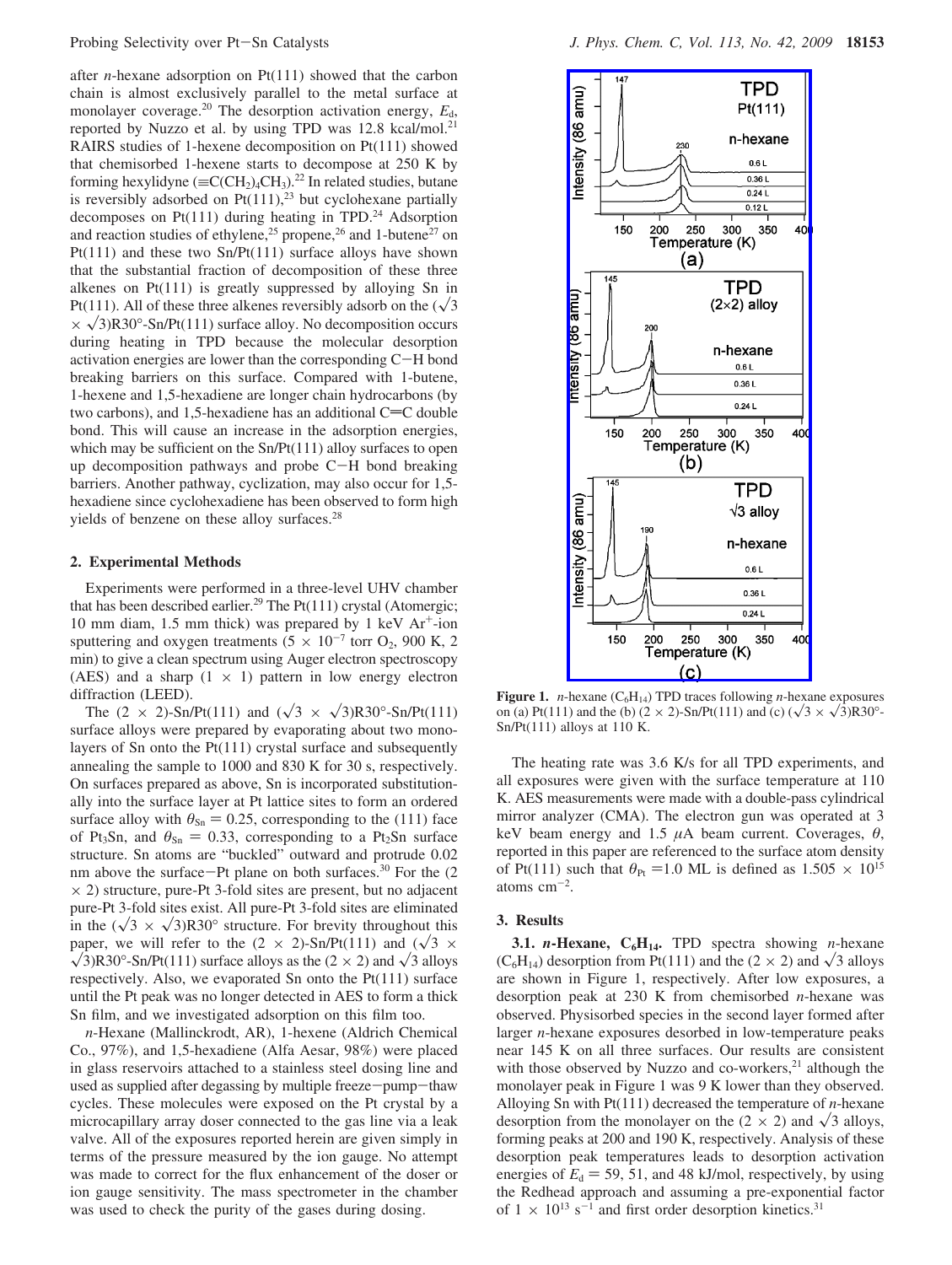after *n*-hexane adsorption on Pt(111) showed that the carbon chain is almost exclusively parallel to the metal surface at monolayer coverage.[20] The desorption activation energy, $E_d$, reported by Nuzzo et al. by using TPD was 12.8 kcal/mol.[21] RAIRS studies of 1-hexene decomposition on Pt(111) showed that chemisorbed 1-hexene starts to decompose at 250 K by forming hexylidyne ($\equiv C(CH_2)_4CH_3$).[22] In related studies, butane is reversibly adsorbed on Pt(111),[23] but cyclohexane partially decomposes on Pt(111) during heating in TPD.[24] Adsorption and reaction studies of ethylene,[25] propene,[26] and 1-butene[27] on Pt(111) and these two Sn/Pt(111) surface alloys have shown that the substantial fraction of decomposition of these three alkenes on Pt(111) is greatly suppressed by alloying Sn in Pt(111). All of these three alkenes reversibly adsorb on the $(\sqrt{3} \times \sqrt{3})R30°$-Sn/Pt(111) surface alloy. No decomposition occurs during heating in TPD because the molecular desorption activation energies are lower than the corresponding C−H bond breaking barriers on this surface. Compared with 1-butene, 1-hexene and 1,5-hexadiene are longer chain hydrocarbons (by two carbons), and 1,5-hexadiene has an additional C=C double bond. This will cause an increase in the adsorption energies, which may be sufficient on the Sn/Pt(111) alloy surfaces to open up decomposition pathways and probe C−H bond breaking barriers. Another pathway, cyclization, may also occur for 1,5-hexadiene since cyclohexadiene has been observed to form high yields of benzene on these alloy surfaces.[28]

## 2. Experimental Methods

Experiments were performed in a three-level UHV chamber that has been described earlier.[29] The Pt(111) crystal (Atomergic; 10 mm diam, 1.5 mm thick) was prepared by 1 keV $Ar^+$-ion sputtering and oxygen treatments ($5 \times 10^{-7}$ torr $O_2$, 900 K, 2 min) to give a clean spectrum using Auger electron spectroscopy (AES) and a sharp (1 × 1) pattern in low energy electron diffraction (LEED).

The (2 × 2)-Sn/Pt(111) and $(\sqrt{3} \times \sqrt{3})R30°$-Sn/Pt(111) surface alloys were prepared by evaporating about two monolayers of Sn onto the Pt(111) crystal surface and subsequently annealing the sample to 1000 and 830 K for 30 s, respectively. On surfaces prepared as above, Sn is incorporated substitutionally into the surface layer at Pt lattice sites to form an ordered surface alloy with $\theta_{Sn} = 0.25$, corresponding to the (111) face of $Pt_3Sn$, and $\theta_{Sn} = 0.33$, corresponding to a $Pt_2Sn$ surface structure. Sn atoms are "buckled" outward and protrude 0.02 nm above the surface−Pt plane on both surfaces.[30] For the (2 × 2) structure, pure-Pt 3-fold sites are present, but no adjacent pure-Pt 3-fold sites exist. All pure-Pt 3-fold sites are eliminated in the $(\sqrt{3} \times \sqrt{3})R30°$ structure. For brevity throughout this paper, we will refer to the (2 × 2)-Sn/Pt(111) and $(\sqrt{3} \times \sqrt{3})R30°$-Sn/Pt(111) surface alloys as the (2 × 2) and $\sqrt{3}$ alloys respectively. Also, we evaporated Sn onto the Pt(111) surface until the Pt peak was no longer detected in AES to form a thick Sn film, and we investigated adsorption on this film too.

*n*-Hexane (Mallinckrodt, AR), 1-hexene (Aldrich Chemical Co., 97%), and 1,5-hexadiene (Alfa Aesar, 98%) were placed in glass reservoirs attached to a stainless steel dosing line and used as supplied after degassing by multiple freeze−pump−thaw cycles. These molecules were exposed on the Pt crystal by a microcapillary array doser connected to the gas line via a leak valve. All of the exposures reported herein are given simply in terms of the pressure measured by the ion gauge. No attempt was made to correct for the flux enhancement of the doser or ion gauge sensitivity. The mass spectrometer in the chamber was used to check the purity of the gases during dosing.

**Figure 1.** *n*-hexane ($C_6H_{14}$) TPD traces following *n*-hexane exposures on (a) Pt(111) and the (b) (2 × 2)-Sn/Pt(111) and (c) $(\sqrt{3} \times \sqrt{3})R30°$-Sn/Pt(111) alloys at 110 K.

The heating rate was 3.6 K/s for all TPD experiments, and all exposures were given with the surface temperature at 110 K. AES measurements were made with a double-pass cylindrical mirror analyzer (CMA). The electron gun was operated at 3 keV beam energy and 1.5 μA beam current. Coverages, $\theta$, reported in this paper are referenced to the surface atom density of Pt(111) such that $\theta_{Pt} = 1.0$ ML is defined as $1.505 \times 10^{15}$ atoms $cm^{-2}$.

## 3. Results

**3.1. *n*-Hexane, $C_6H_{14}$.** TPD spectra showing *n*-hexane ($C_6H_{14}$) desorption from Pt(111) and the (2 × 2) and $\sqrt{3}$ alloys are shown in Figure 1, respectively. After low exposures, a desorption peak at 230 K from chemisorbed *n*-hexane was observed. Physisorbed species in the second layer formed after larger *n*-hexane exposures desorbed in low-temperature peaks near 145 K on all three surfaces. Our results are consistent with those observed by Nuzzo and co-workers,[21] although the monolayer peak in Figure 1 was 9 K lower than they observed. Alloying Sn with Pt(111) decreased the temperature of *n*-hexane desorption from the monolayer on the (2 × 2) and $\sqrt{3}$ alloys, forming peaks at 200 and 190 K, respectively. Analysis of these desorption peak temperatures leads to desorption activation energies of $E_d$ = 59, 51, and 48 kJ/mol, respectively, by using the Redhead approach and assuming a pre-exponential factor of $1 \times 10^{13}$ $s^{-1}$ and first order desorption kinetics.[31]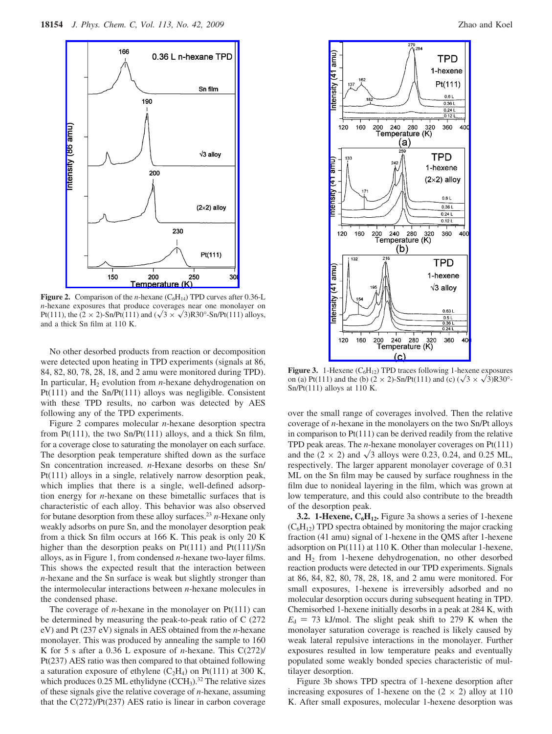**Figure 2.** Comparison of the *n*-hexane ($C_6H_{14}$) TPD curves after 0.36-L *n*-hexane exposures that produce coverages near one monolayer on Pt(111), the (2 × 2)-Sn/Pt(111) and ($\sqrt{3} \times \sqrt{3}$)R30°-Sn/Pt(111) alloys, and a thick Sn film at 110 K.

No other desorbed products from reaction or decomposition were detected upon heating in TPD experiments (signals at 86, 84, 82, 80, 78, 28, 18, and 2 amu were monitored during TPD). In particular, $H_2$ evolution from *n*-hexane dehydrogenation on Pt(111) and the Sn/Pt(111) alloys was negligible. Consistent with these TPD results, no carbon was detected by AES following any of the TPD experiments.

Figure 2 compares molecular *n*-hexane desorption spectra from Pt(111), the two Sn/Pt(111) alloys, and a thick Sn film, for a coverage close to saturating the monolayer on each surface. The desorption peak temperature shifted down as the surface Sn concentration increased. *n*-Hexane desorbs on these Sn/Pt(111) alloys in a single, relatively narrow desorption peak, which implies that there is a single, well-defined adsorption energy for *n*-hexane on these bimetallic surfaces that is characteristic of each alloy. This behavior was also observed for butane desorption from these alloy surfaces.[23] *n*-Hexane only weakly adsorbs on pure Sn, and the monolayer desorption peak from a thick Sn film occurs at 166 K. This peak is only 20 K higher than the desorption peaks on Pt(111) and Pt(111)/Sn alloys, as in Figure 1, from condensed *n*-hexane two-layer films. This shows the expected result that the interaction between *n*-hexane and the Sn surface is weak but slightly stronger than the intermolecular interactions between *n*-hexane molecules in the condensed phase.

The coverage of *n*-hexane in the monolayer on Pt(111) can be determined by measuring the peak-to-peak ratio of C (272 eV) and Pt (237 eV) signals in AES obtained from the *n*-hexane monolayer. This was produced by annealing the sample to 160 K for 5 s after a 0.36 L exposure of *n*-hexane. This C(272)/Pt(237) AES ratio was then compared to that obtained following a saturation exposure of ethylene ($C_2H_4$) on Pt(111) at 300 K, which produces 0.25 ML ethylidyne ($CCH_3$).[32] The relative sizes of these signals give the relative coverage of *n*-hexane, assuming that the C(272)/Pt(237) AES ratio is linear in carbon coverage over the small range of coverages involved. Then the relative coverage of *n*-hexane in the monolayers on the two Sn/Pt alloys in comparison to Pt(111) can be derived readily from the relative TPD peak areas. The *n*-hexane monolayer coverages on Pt(111) and the (2 × 2) and $\sqrt{3}$ alloys were 0.23, 0.24, and 0.25 ML, respectively. The larger apparent monolayer coverage of 0.31 ML on the Sn film may be caused by surface roughness in the film due to nonideal layering in the film, which was grown at low temperature, and this could also contribute to the breadth of the desorption peak.

**Figure 3.** 1-Hexene ($C_6H_{12}$) TPD traces following 1-hexene exposures on (a) Pt(111) and the (b) (2 × 2)-Sn/Pt(111) and (c) ($\sqrt{3} \times \sqrt{3}$)R30°-Sn/Pt(111) alloys at 110 K.

**3.2. 1-Hexene, $C_6H_{12}$.** Figure 3a shows a series of 1-hexene ($C_6H_{12}$) TPD spectra obtained by monitoring the major cracking fraction (41 amu) signal of 1-hexene in the QMS after 1-hexene adsorption on Pt(111) at 110 K. Other than molecular 1-hexene, and $H_2$ from 1-hexene dehydrogenation, no other desorbed reaction products were detected in our TPD experiments. Signals at 86, 84, 82, 80, 78, 28, 18, and 2 amu were monitored. For small exposures, 1-hexene is irreversibly adsorbed and no molecular desorption occurs during subsequent heating in TPD. Chemisorbed 1-hexene initially desorbs in a peak at 284 K, with $E_d$ = 73 kJ/mol. The slight peak shift to 279 K when the monolayer saturation coverage is reached is likely caused by weak lateral repulsive interactions in the monolayer. Further exposures resulted in low temperature peaks and eventually populated some weakly bonded species characteristic of multilayer desorption.

Figure 3b shows TPD spectra of 1-hexene desorption after increasing exposures of 1-hexene on the (2 × 2) alloy at 110 K. After small exposures, molecular 1-hexene desorption was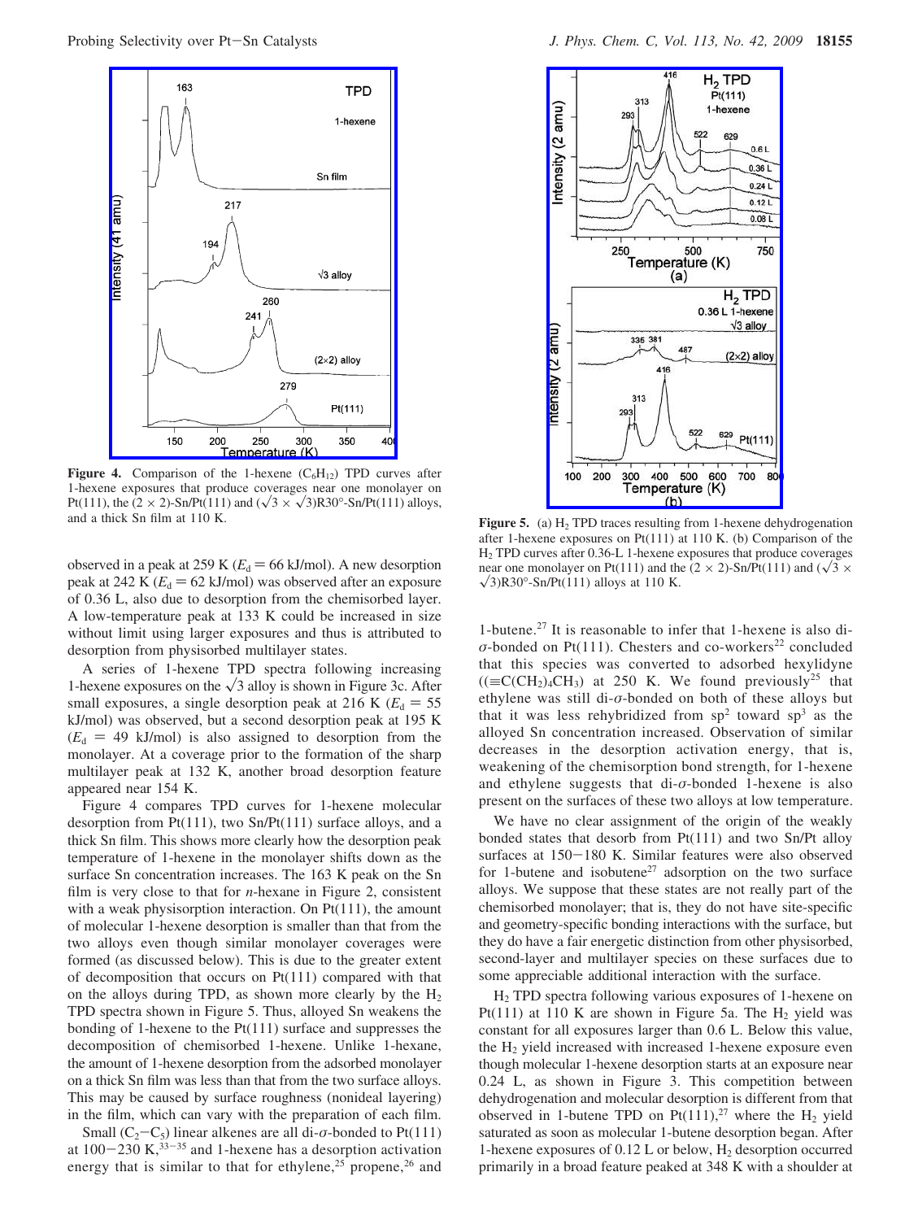**Figure 4.** Comparison of the 1-hexene ($C_6H_{12}$) TPD curves after 1-hexene exposures that produce coverages near one monolayer on Pt(111), the (2 × 2)-Sn/Pt(111) and ($\sqrt{3} \times \sqrt{3}$)R30°-Sn/Pt(111) alloys, and a thick Sn film at 110 K.

**Figure 5.** (a) $H_2$ TPD traces resulting from 1-hexene dehydrogenation after 1-hexene exposures on Pt(111) at 110 K. (b) Comparison of the $H_2$ TPD curves after 0.36-L 1-hexene exposures that produce coverages near one monolayer on Pt(111) and the (2 × 2)-Sn/Pt(111) and ($\sqrt{3} \times \sqrt{3}$)R30°-Sn/Pt(111) alloys at 110 K.

observed in a peak at 259 K ($E_d$ = 66 kJ/mol). A new desorption peak at 242 K ($E_d$ = 62 kJ/mol) was observed after an exposure of 0.36 L, also due to desorption from the chemisorbed layer. A low-temperature peak at 133 K could be increased in size without limit using larger exposures and thus is attributed to desorption from physisorbed multilayer states.

A series of 1-hexene TPD spectra following increasing 1-hexene exposures on the $\sqrt{3}$ alloy is shown in Figure 3c. After small exposures, a single desorption peak at 216 K ($E_d$ = 55 kJ/mol) was observed, but a second desorption peak at 195 K ($E_d$ = 49 kJ/mol) is also assigned to desorption from the monolayer. At a coverage prior to the formation of the sharp multilayer peak at 132 K, another broad desorption feature appeared near 154 K.

Figure 4 compares TPD curves for 1-hexene molecular desorption from Pt(111), two Sn/Pt(111) surface alloys, and a thick Sn film. This shows more clearly how the desorption peak temperature of 1-hexene in the monolayer shifts down as the surface Sn concentration increases. The 163 K peak on the Sn film is very close to that for *n*-hexane in Figure 2, consistent with a weak physisorption interaction. On Pt(111), the amount of molecular 1-hexene desorption is smaller than that from the two alloys even though similar monolayer coverages were formed (as discussed below). This is due to the greater extent of decomposition that occurs on Pt(111) compared with that on the alloys during TPD, as shown more clearly by the $H_2$ TPD spectra shown in Figure 5. Thus, alloyed Sn weakens the bonding of 1-hexene to the Pt(111) surface and suppresses the decomposition of chemisorbed 1-hexene. Unlike 1-hexane, the amount of 1-hexene desorption from the adsorbed monolayer on a thick Sn film was less than that from the two surface alloys. This may be caused by surface roughness (nonideal layering) in the film, which can vary with the preparation of each film.

Small ($C_2$−$C_5$) linear alkenes are all di-σ-bonded to Pt(111) at 100−230 K,[33−35] and 1-hexene has a desorption activation energy that is similar to that for ethylene,[25] propene,[26] and 1-butene.[27] It is reasonable to infer that 1-hexene is also di-σ-bonded on Pt(111). Chesters and co-workers[22] concluded that this species was converted to adsorbed hexylidyne ((≡C(CH$_2$)$_4$CH$_3$) at 250 K. We found previously[25] that ethylene was still di-σ-bonded on both of these alloys but that it was less rehybridized from $sp^2$ toward $sp^3$ as the alloyed Sn concentration increased. Observation of similar decreases in the desorption activation energy, that is, weakening of the chemisorption bond strength, for 1-hexene and ethylene suggests that di-σ-bonded 1-hexene is also present on the surfaces of these two alloys at low temperature.

We have no clear assignment of the origin of the weakly bonded states that desorb from Pt(111) and two Sn/Pt alloy surfaces at 150−180 K. Similar features were also observed for 1-butene and isobutene[27] adsorption on the two surface alloys. We suppose that these states are not really part of the chemisorbed monolayer; that is, they do not have site-specific and geometry-specific bonding interactions with the surface, but they do have a fair energetic distinction from other physisorbed, second-layer and multilayer species on these surfaces due to some appreciable additional interaction with the surface.

$H_2$ TPD spectra following various exposures of 1-hexene on Pt(111) at 110 K are shown in Figure 5a. The $H_2$ yield was constant for all exposures larger than 0.6 L. Below this value, the $H_2$ yield increased with increased 1-hexene exposure even though molecular 1-hexene desorption starts at an exposure near 0.24 L, as shown in Figure 3. This competition between dehydrogenation and molecular desorption is different from that observed in 1-butene TPD on Pt(111),[27] where the $H_2$ yield saturated as soon as molecular 1-butene desorption began. After 1-hexene exposures of 0.12 L or below, $H_2$ desorption occurred primarily in a broad feature peaked at 348 K with a shoulder at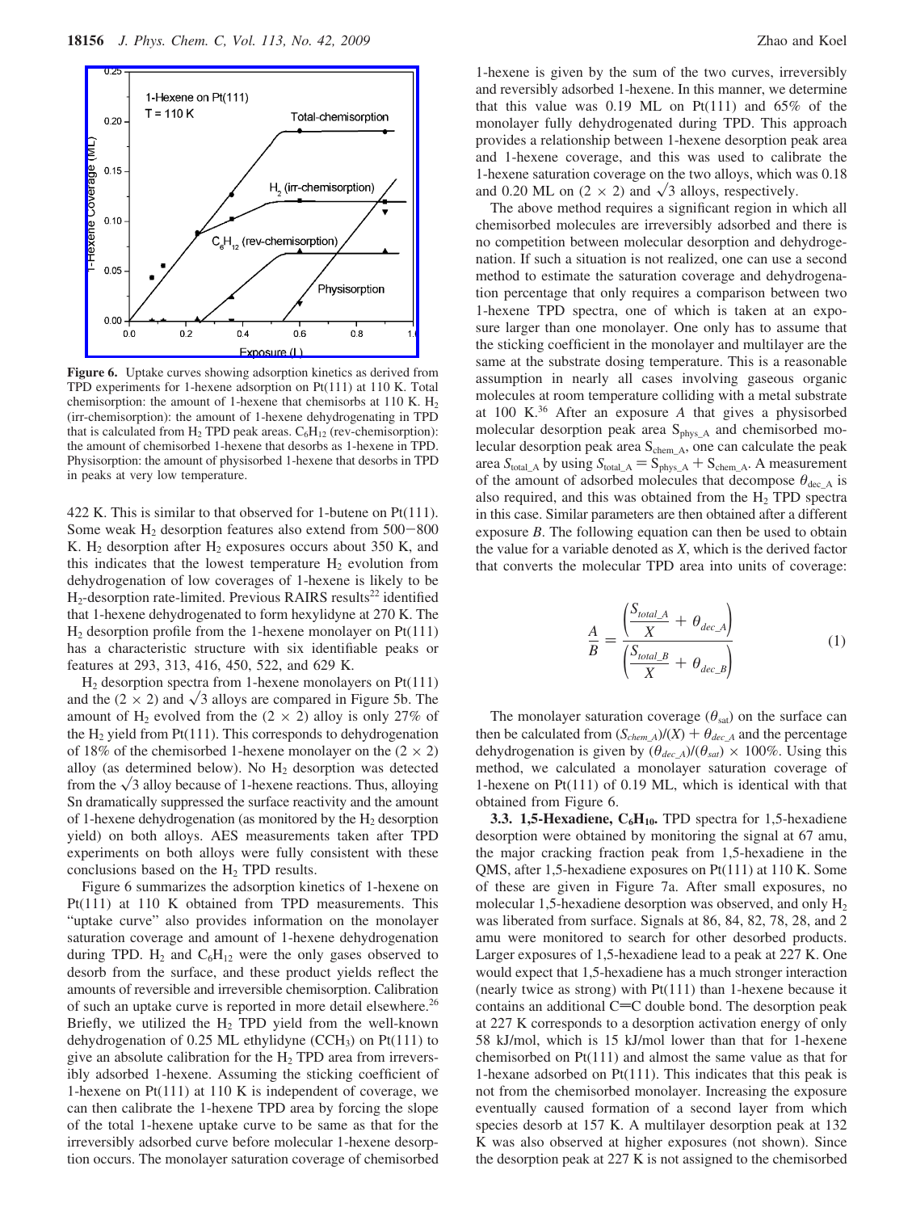**Figure 6.** Uptake curves showing adsorption kinetics as derived from TPD experiments for 1-hexene adsorption on Pt(111) at 110 K. Total chemisorption: the amount of 1-hexene that chemisorbs at 110 K. $H_2$ (irr-chemisorption): the amount of 1-hexene dehydrogenating in TPD that is calculated from $H_2$ TPD peak areas. $C_6H_{12}$ (rev-chemisorption): the amount of chemisorbed 1-hexene that desorbs as 1-hexene in TPD. Physisorption: the amount of physisorbed 1-hexene that desorbs in TPD in peaks at very low temperature.

422 K. This is similar to that observed for 1-butene on Pt(111). Some weak $H_2$ desorption features also extend from 500−800 K. $H_2$ desorption after $H_2$ exposures occurs about 350 K, and this indicates that the lowest temperature $H_2$ evolution from dehydrogenation of low coverages of 1-hexene is likely to be $H_2$-desorption rate-limited. Previous RAIRS results[22] identified that 1-hexene dehydrogenated to form hexylidyne at 270 K. The $H_2$ desorption profile from the 1-hexene monolayer on Pt(111) has a characteristic structure with six identifiable peaks or features at 293, 313, 416, 450, 522, and 629 K.

$H_2$ desorption spectra from 1-hexene monolayers on Pt(111) and the (2 × 2) and $\sqrt{3}$ alloys are compared in Figure 5b. The amount of $H_2$ evolved from the (2 × 2) alloy is only 27% of the $H_2$ yield from Pt(111). This corresponds to dehydrogenation of 18% of the chemisorbed 1-hexene monolayer on the (2 × 2) alloy (as determined below). No $H_2$ desorption was detected from the $\sqrt{3}$ alloy because of 1-hexene reactions. Thus, alloying Sn dramatically suppressed the surface reactivity and the amount of 1-hexene dehydrogenation (as monitored by the $H_2$ desorption yield) on both alloys. AES measurements taken after TPD experiments on both alloys were fully consistent with these conclusions based on the $H_2$ TPD results.

Figure 6 summarizes the adsorption kinetics of 1-hexene on Pt(111) at 110 K obtained from TPD measurements. This "uptake curve" also provides information on the monolayer saturation coverage and amount of 1-hexene dehydrogenation during TPD. $H_2$ and $C_6H_{12}$ were the only gases observed to desorb from the surface, and these product yields reflect the amounts of reversible and irreversible chemisorption. Calibration of such an uptake curve is reported in more detail elsewhere.[26] Briefly, we utilized the $H_2$ TPD yield from the well-known dehydrogenation of 0.25 ML ethylidyne ($CCH_3$) on Pt(111) to give an absolute calibration for the $H_2$ TPD area from irreversibly adsorbed 1-hexene. Assuming the sticking coefficient of 1-hexene on Pt(111) at 110 K is independent of coverage, we can then calibrate the 1-hexene TPD area by forcing the slope of the total 1-hexene uptake curve to be same as that for the irreversibly adsorbed curve before molecular 1-hexene desorption occurs. The monolayer saturation coverage of chemisorbed 1-hexene is given by the sum of the two curves, irreversibly and reversibly adsorbed 1-hexene. In this manner, we determine that this value was 0.19 ML on Pt(111) and 65% of the monolayer fully dehydrogenated during TPD. This approach provides a relationship between 1-hexene desorption peak area and 1-hexene coverage, and this was used to calibrate the 1-hexene saturation coverage on the two alloys, which was 0.18 and 0.20 ML on (2 × 2) and $\sqrt{3}$ alloys, respectively.

The above method requires a significant region in which all chemisorbed molecules are irreversibly adsorbed and there is no competition between molecular desorption and dehydrogenation. If such a situation is not realized, one can use a second method to estimate the saturation coverage and dehydrogenation percentage that only requires a comparison between two 1-hexene TPD spectra, one of which is taken at an exposure larger than one monolayer. One only has to assume that the sticking coefficient in the monolayer and multilayer are the same at the substrate dosing temperature. This is a reasonable assumption in nearly all cases involving gaseous organic molecules at room temperature colliding with a metal substrate at 100 K.[36] After an exposure $A$ that gives a physisorbed molecular desorption peak area $S_{phys\_A}$ and chemisorbed molecular desorption peak area $S_{chem\_A}$, one can calculate the peak area $S_{total\_A}$ by using $S_{total\_A} = S_{phys\_A} + S_{chem\_A}$. A measurement of the amount of adsorbed molecules that decompose $\theta_{dec\_A}$ is also required, and this was obtained from the $H_2$ TPD spectra in this case. Similar parameters are then obtained after a different exposure $B$. The following equation can then be used to obtain the value for a variable denoted as $X$, which is the derived factor that converts the molecular TPD area into units of coverage:

$$\frac{A}{B} = \frac{\left(\dfrac{S_{total\_A}}{X} + \theta_{dec\_A}\right)}{\left(\dfrac{S_{total\_B}}{X} + \theta_{dec\_B}\right)} \tag{1}$$

The monolayer saturation coverage ($\theta_{sat}$) on the surface can then be calculated from $(S_{chem\_A})/(X) + \theta_{dec\_A}$ and the percentage dehydrogenation is given by $(\theta_{dec\_A})/(\theta_{sat}) \times 100\%$. Using this method, we calculated a monolayer saturation coverage of 1-hexene on Pt(111) of 0.19 ML, which is identical with that obtained from Figure 6.

**3.3. 1,5-Hexadiene, $C_6H_{10}$.** TPD spectra for 1,5-hexadiene desorption were obtained by monitoring the signal at 67 amu, the major cracking fraction peak from 1,5-hexadiene in the QMS, after 1,5-hexadiene exposures on Pt(111) at 110 K. Some of these are given in Figure 7a. After small exposures, no molecular 1,5-hexadiene desorption was observed, and only $H_2$ was liberated from surface. Signals at 86, 84, 82, 78, 28, and 2 amu were monitored to search for other desorbed products. Larger exposures of 1,5-hexadiene lead to a peak at 227 K. One would expect that 1,5-hexadiene has a much stronger interaction (nearly twice as strong) with Pt(111) than 1-hexene because it contains an additional C=C double bond. The desorption peak at 227 K corresponds to a desorption activation energy of only 58 kJ/mol, which is 15 kJ/mol lower than that for 1-hexene chemisorbed on Pt(111) and almost the same value as that for 1-hexane adsorbed on Pt(111). This indicates that this peak is not from the chemisorbed monolayer. Increasing the exposure eventually caused formation of a second layer from which species desorb at 157 K. A multilayer desorption peak at 132 K was also observed at higher exposures (not shown). Since the desorption peak at 227 K is not assigned to the chemisorbed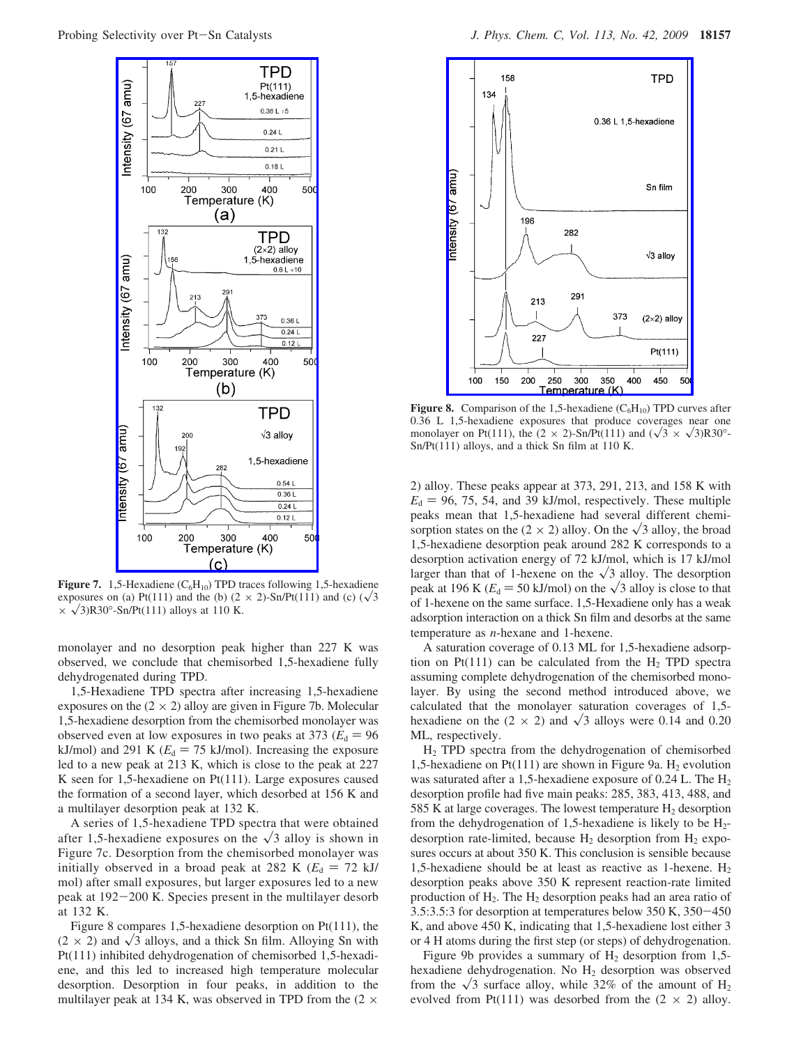**Figure 7.** 1,5-Hexadiene ($C_6H_{10}$) TPD traces following 1,5-hexadiene exposures on (a) Pt(111) and the (b) (2 × 2)-Sn/Pt(111) and (c) ($\sqrt{3} \times \sqrt{3}$)R30°-Sn/Pt(111) alloys at 110 K.

monolayer and no desorption peak higher than 227 K was observed, we conclude that chemisorbed 1,5-hexadiene fully dehydrogenated during TPD.

1,5-Hexadiene TPD spectra after increasing 1,5-hexadiene exposures on the (2 × 2) alloy are given in Figure 7b. Molecular 1,5-hexadiene desorption from the chemisorbed monolayer was observed even at low exposures in two peaks at 373 ($E_d$ = 96 kJ/mol) and 291 K ($E_d$ = 75 kJ/mol). Increasing the exposure led to a new peak at 213 K, which is close to the peak at 227 K seen for 1,5-hexadiene on Pt(111). Large exposures caused the formation of a second layer, which desorbed at 156 K and a multilayer desorption peak at 132 K.

A series of 1,5-hexadiene TPD spectra that were obtained after 1,5-hexadiene exposures on the $\sqrt{3}$ alloy is shown in Figure 7c. Desorption from the chemisorbed monolayer was initially observed in a broad peak at 282 K ($E_d$ = 72 kJ/mol) after small exposures, but larger exposures led to a new peak at 192−200 K. Species present in the multilayer desorb at 132 K.

Figure 8 compares 1,5-hexadiene desorption on Pt(111), the (2 × 2) and $\sqrt{3}$ alloys, and a thick Sn film. Alloying Sn with Pt(111) inhibited dehydrogenation of chemisorbed 1,5-hexadiene, and this led to increased high temperature molecular desorption. Desorption in four peaks, in addition to the multilayer peak at 134 K, was observed in TPD from the (2 × 2) alloy. These peaks appear at 373, 291, 213, and 158 K with $E_d$ = 96, 75, 54, and 39 kJ/mol, respectively. These multiple peaks mean that 1,5-hexadiene had several different chemisorption states on the (2 × 2) alloy. On the $\sqrt{3}$ alloy, the broad 1,5-hexadiene desorption peak around 282 K corresponds to a desorption activation energy of 72 kJ/mol, which is 17 kJ/mol larger than that of 1-hexene on the $\sqrt{3}$ alloy. The desorption peak at 196 K ($E_d$ = 50 kJ/mol) on the $\sqrt{3}$ alloy is close to that of 1-hexene on the same surface. 1,5-Hexadiene only has a weak adsorption interaction on a thick Sn film and desorbs at the same temperature as *n*-hexane and 1-hexene.

**Figure 8.** Comparison of the 1,5-hexadiene ($C_6H_{10}$) TPD curves after 0.36 L 1,5-hexadiene exposures that produce coverages near one monolayer on Pt(111), the (2 × 2)-Sn/Pt(111) and ($\sqrt{3} \times \sqrt{3}$)R30°-Sn/Pt(111) alloys, and a thick Sn film at 110 K.

A saturation coverage of 0.13 ML for 1,5-hexadiene adsorption on Pt(111) can be calculated from the $H_2$ TPD spectra assuming complete dehydrogenation of the chemisorbed monolayer. By using the second method introduced above, we calculated that the monolayer saturation coverages of 1,5-hexadiene on the (2 × 2) and $\sqrt{3}$ alloys were 0.14 and 0.20 ML, respectively.

$H_2$ TPD spectra from the dehydrogenation of chemisorbed 1,5-hexadiene on Pt(111) are shown in Figure 9a. $H_2$ evolution was saturated after a 1,5-hexadiene exposure of 0.24 L. The $H_2$ desorption profile had five main peaks: 285, 383, 413, 488, and 585 K at large coverages. The lowest temperature $H_2$ desorption from the dehydrogenation of 1,5-hexadiene is likely to be $H_2$-desorption rate-limited, because $H_2$ desorption from $H_2$ exposures occurs at about 350 K. This conclusion is sensible because 1,5-hexadiene should be at least as reactive as 1-hexene. $H_2$ desorption peaks above 350 K represent reaction-rate limited production of $H_2$. The $H_2$ desorption peaks had an area ratio of 3.5:3.5:3 for desorption at temperatures below 350 K, 350−450 K, and above 450 K, indicating that 1,5-hexadiene lost either 3 or 4 H atoms during the first step (or steps) of dehydrogenation.

Figure 9b provides a summary of $H_2$ desorption from 1,5-hexadiene dehydrogenation. No $H_2$ desorption was observed from the $\sqrt{3}$ surface alloy, while 32% of the amount of $H_2$ evolved from Pt(111) was desorbed from the (2 × 2) alloy.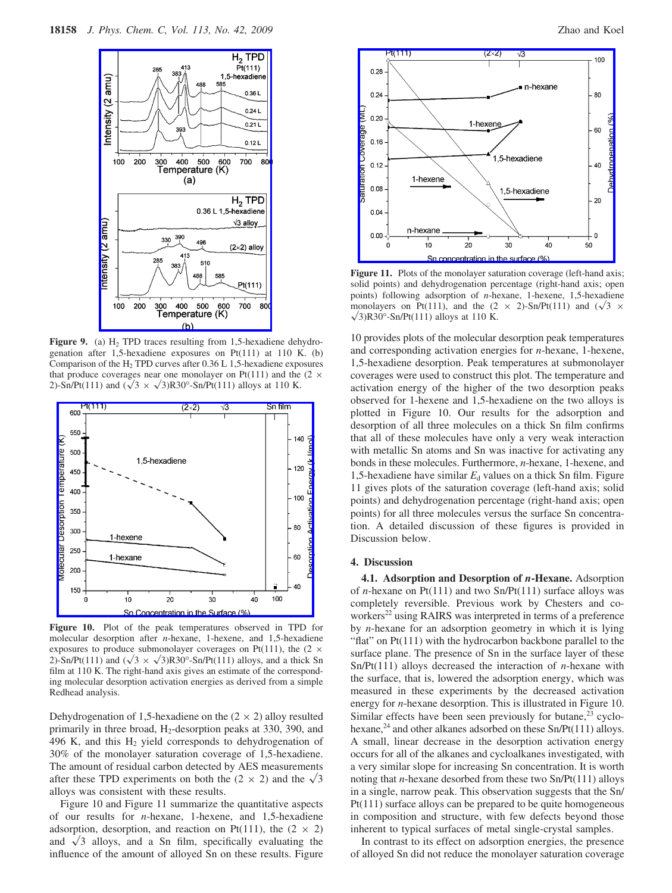**Figure 9.** (a) $H_2$ TPD traces resulting from 1,5-hexadiene dehydrogenation after 1,5-hexadiene exposures on Pt(111) at 110 K. (b) Comparison of the $H_2$ TPD curves after 0.36 L 1,5-hexadiene exposures that produce coverages near one monolayer on Pt(111) and the (2 × 2)-Sn/Pt(111) and ($\sqrt{3} \times \sqrt{3}$)R30°-Sn/Pt(111) alloys at 110 K.

**Figure 10.** Plot of the peak temperatures observed in TPD for molecular desorption after *n*-hexane, 1-hexene, and 1,5-hexadiene exposures to produce submonolayer coverages on Pt(111), the (2 × 2)-Sn/Pt(111) and ($\sqrt{3} \times \sqrt{3}$)R30°-Sn/Pt(111) alloys, and a thick Sn film at 110 K. The right-hand axis gives an estimate of the corresponding molecular desorption activation energies as derived from a simple Redhead analysis.

Dehydrogenation of 1,5-hexadiene on the (2 × 2) alloy resulted primarily in three broad, $H_2$-desorption peaks at 330, 390, and 496 K, and this $H_2$ yield corresponds to dehydrogenation of 30% of the monolayer saturation coverage of 1,5-hexadiene. The amount of residual carbon detected by AES measurements after these TPD experiments on both the (2 × 2) and the $\sqrt{3}$ alloys was consistent with these results.

Figure 10 and Figure 11 summarize the quantitative aspects of our results for *n*-hexane, 1-hexene, and 1,5-hexadiene adsorption, desorption, and reaction on Pt(111), the (2 × 2) and $\sqrt{3}$ alloys, and a Sn film, specifically evaluating the influence of the amount of alloyed Sn on these results. Figure 10 provides plots of the molecular desorption peak temperatures and corresponding activation energies for *n*-hexane, 1-hexene, 1,5-hexadiene desorption. Peak temperatures at submonolayer coverages were used to construct this plot. The temperature and activation energy of the higher of the two desorption peaks observed for 1-hexene and 1,5-hexadiene on the two alloys is plotted in Figure 10. Our results for the adsorption and desorption of all three molecules on a thick Sn film confirms that all of these molecules have only a very weak interaction with metallic Sn atoms and Sn was inactive for activating any bonds in these molecules. Furthermore, *n*-hexane, 1-hexene, and 1,5-hexadiene have similar $E_d$ values on a thick Sn film. Figure 11 gives plots of the saturation coverage (left-hand axis; solid points) and dehydrogenation percentage (right-hand axis; open points) for all three molecules versus the surface Sn concentration. A detailed discussion of these figures is provided in Discussion below.

**Figure 11.** Plots of the monolayer saturation coverage (left-hand axis; solid points) and dehydrogenation percentage (right-hand axis; open points) following adsorption of *n*-hexane, 1-hexene, 1,5-hexadiene monolayers on Pt(111), and the (2 × 2)-Sn/Pt(111) and ($\sqrt{3} \times \sqrt{3}$)R30°-Sn/Pt(111) alloys at 110 K.

## 4. Discussion

**4.1. Adsorption and Desorption of *n*-Hexane.** Adsorption of *n*-hexane on Pt(111) and two Sn/Pt(111) surface alloys was completely reversible. Previous work by Chesters and coworkers[22] using RAIRS was interpreted in terms of a preference by *n*-hexane for an adsorption geometry in which it is lying "flat" on Pt(111) with the hydrocarbon backbone parallel to the surface plane. The presence of Sn in the surface layer of these Sn/Pt(111) alloys decreased the interaction of *n*-hexane with the surface, that is, lowered the adsorption energy, which was measured in these experiments by the decreased activation energy for *n*-hexane desorption. This is illustrated in Figure 10. Similar effects have been seen previously for butane,[23] cyclohexane,[24] and other alkanes adsorbed on these Sn/Pt(111) alloys. A small, linear decrease in the desorption activation energy occurs for all of the alkanes and cycloalkanes investigated, with a very similar slope for increasing Sn concentration. It is worth noting that *n*-hexane desorbed from these two Sn/Pt(111) alloys in a single, narrow peak. This observation suggests that the Sn/Pt(111) surface alloys can be prepared to be quite homogeneous in composition and structure, with few defects beyond those inherent to typical surfaces of metal single-crystal samples.

In contrast to its effect on adsorption energies, the presence of alloyed Sn did not reduce the monolayer saturation coverage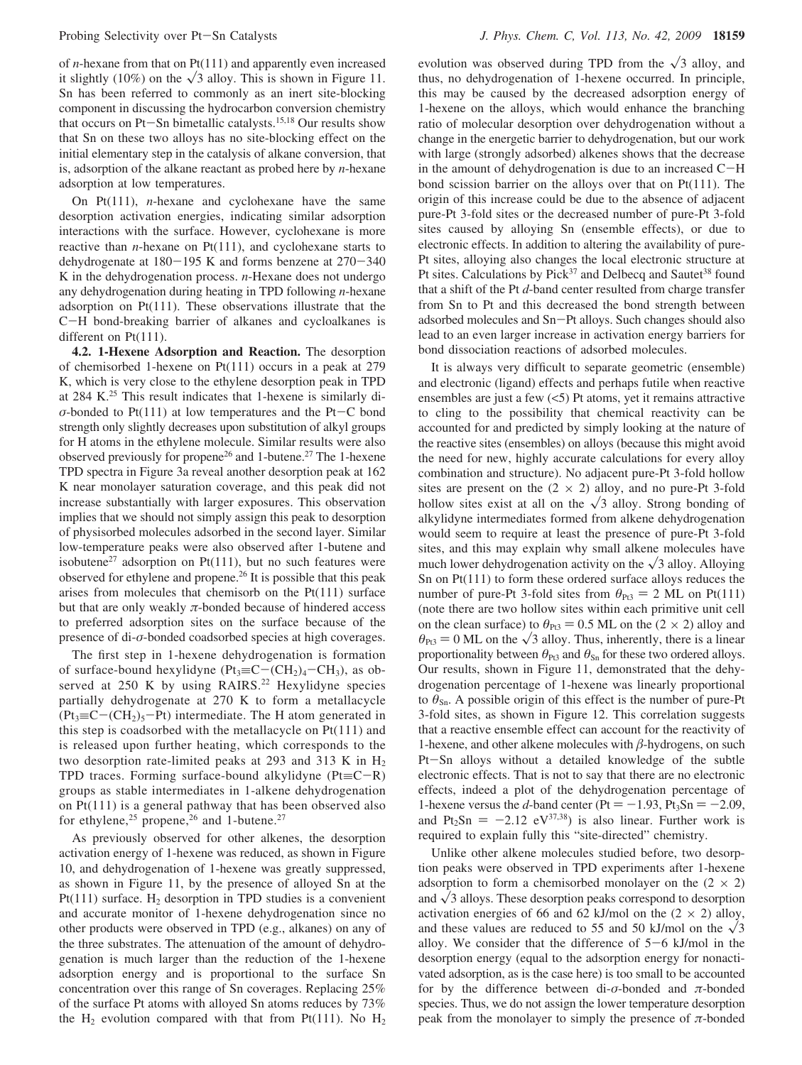of *n*-hexane from that on Pt(111) and apparently even increased it slightly (10%) on the $\sqrt{3}$ alloy. This is shown in Figure 11. Sn has been referred to commonly as an inert site-blocking component in discussing the hydrocarbon conversion chemistry that occurs on Pt–Sn bimetallic catalysts.[15,18] Our results show that Sn on these two alloys has no site-blocking effect on the initial elementary step in the catalysis of alkane conversion, that is, adsorption of the alkane reactant as probed here by *n*-hexane adsorption at low temperatures.

On Pt(111), *n*-hexane and cyclohexane have the same desorption activation energies, indicating similar adsorption interactions with the surface. However, cyclohexane is more reactive than *n*-hexane on Pt(111), and cyclohexane starts to dehydrogenate at 180–195 K and forms benzene at 270–340 K in the dehydrogenation process. *n*-Hexane does not undergo any dehydrogenation during heating in TPD following *n*-hexane adsorption on Pt(111). These observations illustrate that the C–H bond-breaking barrier of alkanes and cycloalkanes is different on Pt(111).

**4.2. 1-Hexene Adsorption and Reaction.** The desorption of chemisorbed 1-hexene on Pt(111) occurs in a peak at 279 K, which is very close to the ethylene desorption peak in TPD at 284 K.[25] This result indicates that 1-hexene is similarly di-$\sigma$-bonded to Pt(111) at low temperatures and the Pt–C bond strength only slightly decreases upon substitution of alkyl groups for H atoms in the ethylene molecule. Similar results were also observed previously for propene[26] and 1-butene.[27] The 1-hexene TPD spectra in Figure 3a reveal another desorption peak at 162 K near monolayer saturation coverage, and this peak did not increase substantially with larger exposures. This observation implies that we should not simply assign this peak to desorption of physisorbed molecules adsorbed in the second layer. Similar low-temperature peaks were also observed after 1-butene and isobutene[27] adsorption on Pt(111), but no such features were observed for ethylene and propene.[26] It is possible that this peak arises from molecules that chemisorb on the Pt(111) surface but that are only weakly $\pi$-bonded because of hindered access to preferred adsorption sites on the surface because of the presence of di-$\sigma$-bonded coadsorbed species at high coverages.

The first step in 1-hexene dehydrogenation is formation of surface-bound hexylidyne ($Pt_3{\equiv}C{-}(CH_2)_4{-}CH_3$), as observed at 250 K by using RAIRS.[22] Hexylidyne species partially dehydrogenate at 270 K to form a metallacycle ($Pt_3{\equiv}C{-}(CH_2)_5{-}Pt$) intermediate. The H atom generated in this step is coadsorbed with the metallacycle on Pt(111) and is released upon further heating, which corresponds to the two desorption rate-limited peaks at 293 and 313 K in $H_2$ TPD traces. Forming surface-bound alkylidyne ($Pt{\equiv}C{-}R$) groups as stable intermediates in 1-alkene dehydrogenation on Pt(111) is a general pathway that has been observed also for ethylene,[25] propene,[26] and 1-butene.[27]

As previously observed for other alkenes, the desorption activation energy of 1-hexene was reduced, as shown in Figure 10, and dehydrogenation of 1-hexene was greatly suppressed, as shown in Figure 11, by the presence of alloyed Sn at the Pt(111) surface. $H_2$ desorption in TPD studies is a convenient and accurate monitor of 1-hexene dehydrogenation since no other products were observed in TPD (e.g., alkanes) on any of the three substrates. The attenuation of the amount of dehydrogenation is much larger than the reduction of the 1-hexene adsorption energy and is proportional to the surface Sn concentration over this range of Sn coverages. Replacing 25% of the surface Pt atoms with alloyed Sn atoms reduces by 73% the $H_2$ evolution compared with that from Pt(111). No $H_2$ evolution was observed during TPD from the $\sqrt{3}$ alloy, and thus, no dehydrogenation of 1-hexene occurred. In principle, this may be caused by the decreased adsorption energy of 1-hexene on the alloys, which would enhance the branching ratio of molecular desorption over dehydrogenation without a change in the energetic barrier to dehydrogenation, but our work with large (strongly adsorbed) alkenes shows that the decrease in the amount of dehydrogenation is due to an increased C–H bond scission barrier on the alloys over that on Pt(111). The origin of this increase could be due to the absence of adjacent pure-Pt 3-fold sites or the decreased number of pure-Pt 3-fold sites caused by alloying Sn (ensemble effects), or due to electronic effects. In addition to altering the availability of pure-Pt sites, alloying also changes the local electronic structure at Pt sites. Calculations by Pick[37] and Delbecq and Sautet[38] found that a shift of the Pt *d*-band center resulted from charge transfer from Sn to Pt and this decreased the bond strength between adsorbed molecules and Sn–Pt alloys. Such changes should also lead to an even larger increase in activation energy barriers for bond dissociation reactions of adsorbed molecules.

It is always very difficult to separate geometric (ensemble) and electronic (ligand) effects and perhaps futile when reactive ensembles are just a few (<5) Pt atoms, yet it remains attractive to cling to the possibility that chemical reactivity can be accounted for and predicted by simply looking at the nature of the reactive sites (ensembles) on alloys (because this might avoid the need for new, highly accurate calculations for every alloy combination and structure). No adjacent pure-Pt 3-fold hollow sites are present on the (2 × 2) alloy, and no pure-Pt 3-fold hollow sites exist at all on the $\sqrt{3}$ alloy. Strong bonding of alkylidyne intermediates formed from alkene dehydrogenation would seem to require at least the presence of pure-Pt 3-fold sites, and this may explain why small alkene molecules have much lower dehydrogenation activity on the $\sqrt{3}$ alloy. Alloying Sn on Pt(111) to form these ordered surface alloys reduces the number of pure-Pt 3-fold sites from $\theta_{Pt3} = 2$ ML on Pt(111) (note there are two hollow sites within each primitive unit cell on the clean surface) to $\theta_{Pt3} = 0.5$ ML on the (2 × 2) alloy and $\theta_{Pt3} = 0$ ML on the $\sqrt{3}$ alloy. Thus, inherently, there is a linear proportionality between $\theta_{Pt3}$ and $\theta_{Sn}$ for these two ordered alloys. Our results, shown in Figure 11, demonstrated that the dehydrogenation percentage of 1-hexene was linearly proportional to $\theta_{Sn}$. A possible origin of this effect is the number of pure-Pt 3-fold sites, as shown in Figure 12. This correlation suggests that a reactive ensemble effect can account for the reactivity of 1-hexene, and other alkene molecules with $\beta$-hydrogens, on such Pt–Sn alloys without a detailed knowledge of the subtle electronic effects. That is not to say that there are no electronic effects, indeed a plot of the dehydrogenation percentage of 1-hexene versus the *d*-band center (Pt = −1.93, $Pt_3Sn$ = −2.09, and $Pt_2Sn$ = −2.12 eV[37,38]) is also linear. Further work is required to explain fully this "site-directed" chemistry.

Unlike other alkene molecules studied before, two desorption peaks were observed in TPD experiments after 1-hexene adsorption to form a chemisorbed monolayer on the (2 × 2) and $\sqrt{3}$ alloys. These desorption peaks correspond to desorption activation energies of 66 and 62 kJ/mol on the (2 × 2) alloy, and these values are reduced to 55 and 50 kJ/mol on the $\sqrt{3}$ alloy. We consider that the difference of 5–6 kJ/mol in the desorption energy (equal to the adsorption energy for nonactivated adsorption, as is the case here) is too small to be accounted for by the difference between di-$\sigma$-bonded and $\pi$-bonded species. Thus, we do not assign the lower temperature desorption peak from the monolayer to simply the presence of $\pi$-bonded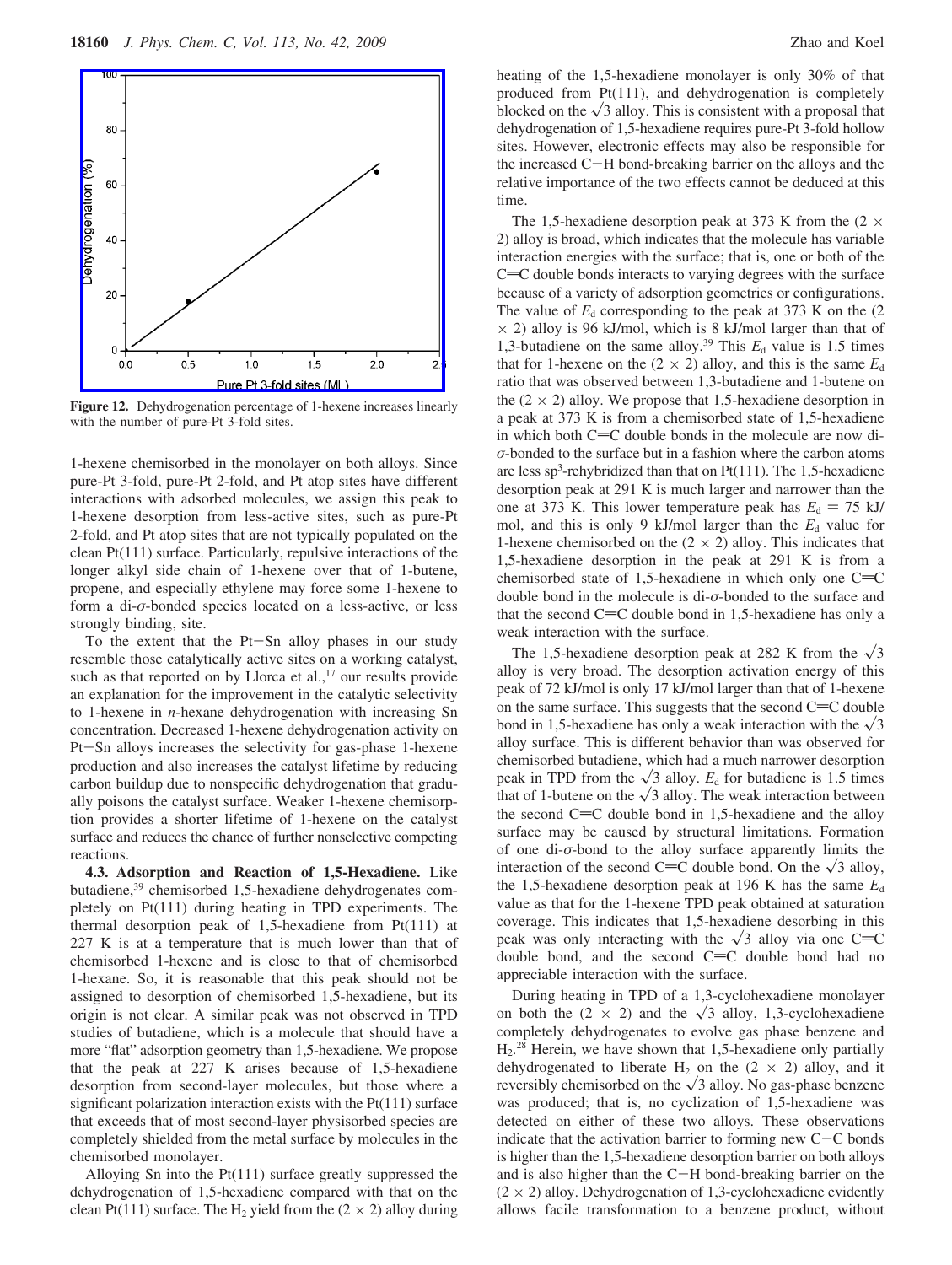**Figure 12.** Dehydrogenation percentage of 1-hexene increases linearly with the number of pure-Pt 3-fold sites.

1-hexene chemisorbed in the monolayer on both alloys. Since pure-Pt 3-fold, pure-Pt 2-fold, and Pt atop sites have different interactions with adsorbed molecules, we assign this peak to 1-hexene desorption from less-active sites, such as pure-Pt 2-fold, and Pt atop sites that are not typically populated on the clean Pt(111) surface. Particularly, repulsive interactions of the longer alkyl side chain of 1-hexene over that of 1-butene, propene, and especially ethylene may force some 1-hexene to form a di-σ-bonded species located on a less-active, or less strongly binding, site.

To the extent that the Pt−Sn alloy phases in our study resemble those catalytically active sites on a working catalyst, such as that reported on by Llorca et al.,[17] our results provide an explanation for the improvement in the catalytic selectivity to 1-hexene in *n*-hexane dehydrogenation with increasing Sn concentration. Decreased 1-hexene dehydrogenation activity on Pt−Sn alloys increases the selectivity for gas-phase 1-hexene production and also increases the catalyst lifetime by reducing carbon buildup due to nonspecific dehydrogenation that gradually poisons the catalyst surface. Weaker 1-hexene chemisorption provides a shorter lifetime of 1-hexene on the catalyst surface and reduces the chance of further nonselective competing reactions.

**4.3. Adsorption and Reaction of 1,5-Hexadiene.** Like butadiene,[39] chemisorbed 1,5-hexadiene dehydrogenates completely on Pt(111) during heating in TPD experiments. The thermal desorption peak of 1,5-hexadiene from Pt(111) at 227 K is at a temperature that is much lower than that of chemisorbed 1-hexene and is close to that of chemisorbed 1-hexane. So, it is reasonable that this peak should not be assigned to desorption of chemisorbed 1,5-hexadiene, but its origin is not clear. A similar peak was not observed in TPD studies of butadiene, which is a molecule that should have a more "flat" adsorption geometry than 1,5-hexadiene. We propose that the peak at 227 K arises because of 1,5-hexadiene desorption from second-layer molecules, but those where a significant polarization interaction exists with the Pt(111) surface that exceeds that of most second-layer physisorbed species are completely shielded from the metal surface by molecules in the chemisorbed monolayer.

Alloying Sn into the Pt(111) surface greatly suppressed the dehydrogenation of 1,5-hexadiene compared with that on the clean Pt(111) surface. The $H_2$ yield from the (2 × 2) alloy during heating of the 1,5-hexadiene monolayer is only 30% of that produced from Pt(111), and dehydrogenation is completely blocked on the $\sqrt{3}$ alloy. This is consistent with a proposal that dehydrogenation of 1,5-hexadiene requires pure-Pt 3-fold hollow sites. However, electronic effects may also be responsible for the increased C−H bond-breaking barrier on the alloys and the relative importance of the two effects cannot be deduced at this time.

The 1,5-hexadiene desorption peak at 373 K from the (2 × 2) alloy is broad, which indicates that the molecule has variable interaction energies with the surface; that is, one or both of the C=C double bonds interacts to varying degrees with the surface because of a variety of adsorption geometries or configurations. The value of $E_d$ corresponding to the peak at 373 K on the (2 × 2) alloy is 96 kJ/mol, which is 8 kJ/mol larger than that of 1,3-butadiene on the same alloy.[39] This $E_d$ value is 1.5 times that for 1-hexene on the (2 × 2) alloy, and this is the same $E_d$ ratio that was observed between 1,3-butadiene and 1-butene on the (2 × 2) alloy. We propose that 1,5-hexadiene desorption in a peak at 373 K is from a chemisorbed state of 1,5-hexadiene in which both C=C double bonds in the molecule are now di-σ-bonded to the surface but in a fashion where the carbon atoms are less $sp^3$-rehybridized than that on Pt(111). The 1,5-hexadiene desorption peak at 291 K is much larger and narrower than the one at 373 K. This lower temperature peak has $E_d$ = 75 kJ/mol, and this is only 9 kJ/mol larger than the $E_d$ value for 1-hexene chemisorbed on the (2 × 2) alloy. This indicates that 1,5-hexadiene desorption in the peak at 291 K is from a chemisorbed state of 1,5-hexadiene in which only one C=C double bond in the molecule is di-σ-bonded to the surface and that the second C=C double bond in 1,5-hexadiene has only a weak interaction with the surface.

The 1,5-hexadiene desorption peak at 282 K from the $\sqrt{3}$ alloy is very broad. The desorption activation energy of this peak of 72 kJ/mol is only 17 kJ/mol larger than that of 1-hexene on the same surface. This suggests that the second C=C double bond in 1,5-hexadiene has only a weak interaction with the $\sqrt{3}$ alloy surface. This is different behavior than was observed for chemisorbed butadiene, which had a much narrower desorption peak in TPD from the $\sqrt{3}$ alloy. $E_d$ for butadiene is 1.5 times that of 1-butene on the $\sqrt{3}$ alloy. The weak interaction between the second C=C double bond in 1,5-hexadiene and the alloy surface may be caused by structural limitations. Formation of one di-σ-bond to the alloy surface apparently limits the interaction of the second C=C double bond. On the $\sqrt{3}$ alloy, the 1,5-hexadiene desorption peak at 196 K has the same $E_d$ value as that for the 1-hexene TPD peak obtained at saturation coverage. This indicates that 1,5-hexadiene desorbing in this peak was only interacting with the $\sqrt{3}$ alloy via one C=C double bond, and the second C=C double bond had no appreciable interaction with the surface.

During heating in TPD of a 1,3-cyclohexadiene monolayer on both the (2 × 2) and the $\sqrt{3}$ alloy, 1,3-cyclohexadiene completely dehydrogenates to evolve gas phase benzene and $H_2$.[28] Herein, we have shown that 1,5-hexadiene only partially dehydrogenated to liberate $H_2$ on the (2 × 2) alloy, and it reversibly chemisorbed on the $\sqrt{3}$ alloy. No gas-phase benzene was produced; that is, no cyclization of 1,5-hexadiene was detected on either of these two alloys. These observations indicate that the activation barrier to forming new C−C bonds is higher than the 1,5-hexadiene desorption barrier on both alloys and is also higher than the C−H bond-breaking barrier on the (2 × 2) alloy. Dehydrogenation of 1,3-cyclohexadiene evidently allows facile transformation to a benzene product, without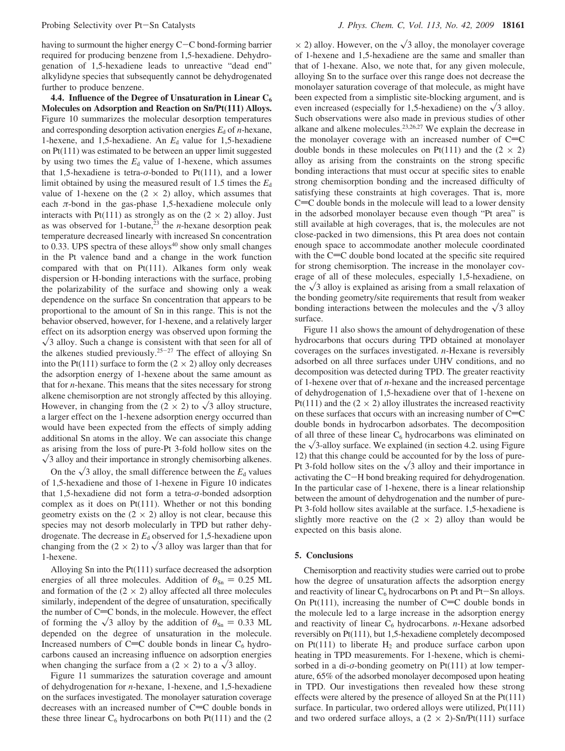having to surmount the higher energy C−C bond-forming barrier required for producing benzene from 1,5-hexadiene. Dehydrogenation of 1,5-hexadiene leads to unreactive "dead end" alkylidyne species that subsequently cannot be dehydrogenated further to produce benzene.

**4.4. Influence of the Degree of Unsaturation in Linear $C_6$ Molecules on Adsorption and Reaction on Sn/Pt(111) Alloys.** Figure 10 summarizes the molecular desorption temperatures and corresponding desorption activation energies $E_d$ of *n*-hexane, 1-hexene, and 1,5-hexadiene. An $E_d$ value for 1,5-hexadiene on Pt(111) was estimated to be between an upper limit suggested by using two times the $E_d$ value of 1-hexene, which assumes that 1,5-hexadiene is tetra-$\sigma$-bonded to Pt(111), and a lower limit obtained by using the measured result of 1.5 times the $E_d$ value of 1-hexene on the $(2 \times 2)$ alloy, which assumes that each $\pi$-bond in the gas-phase 1,5-hexadiene molecule only interacts with Pt(111) as strongly as on the $(2 \times 2)$ alloy. Just as was observed for 1-butane,[23] the *n*-hexane desorption peak temperature decreased linearly with increased Sn concentration to 0.33. UPS spectra of these alloys[40] show only small changes in the Pt valence band and a change in the work function compared with that on Pt(111). Alkanes form only weak dispersion or H-bonding interactions with the surface, probing the polarizability of the surface and showing only a weak dependence on the surface Sn concentration that appears to be proportional to the amount of Sn in this range. This is not the behavior observed, however, for 1-hexene, and a relatively larger effect on its adsorption energy was observed upon forming the $\sqrt{3}$ alloy. Such a change is consistent with that seen for all of the alkenes studied previously.[25−27] The effect of alloying Sn into the Pt(111) surface to form the $(2 \times 2)$ alloy only decreases the adsorption energy of 1-hexene about the same amount as that for *n*-hexane. This means that the sites necessary for strong alkene chemisorption are not strongly affected by this alloying. However, in changing from the $(2 \times 2)$ to $\sqrt{3}$ alloy structure, a larger effect on the 1-hexene adsorption energy occurred than would have been expected from the effects of simply adding additional Sn atoms in the alloy. We can associate this change as arising from the loss of pure-Pt 3-fold hollow sites on the $\sqrt{3}$ alloy and their importance in strongly chemisorbing alkenes.

On the $\sqrt{3}$ alloy, the small difference between the $E_d$ values of 1,5-hexadiene and those of 1-hexene in Figure 10 indicates that 1,5-hexadiene did not form a tetra-$\sigma$-bonded adsorption complex as it does on Pt(111). Whether or not this bonding geometry exists on the $(2 \times 2)$ alloy is not clear, because this species may not desorb molecularly in TPD but rather dehydrogenate. The decrease in $E_d$ observed for 1,5-hexadiene upon changing from the $(2 \times 2)$ to $\sqrt{3}$ alloy was larger than that for 1-hexene.

Alloying Sn into the Pt(111) surface decreased the adsorption energies of all three molecules. Addition of $\theta_{Sn} = 0.25$ ML and formation of the $(2 \times 2)$ alloy affected all three molecules similarly, independent of the degree of unsaturation, specifically the number of C=C bonds, in the molecule. However, the effect of forming the $\sqrt{3}$ alloy by the addition of $\theta_{Sn} = 0.33$ ML depended on the degree of unsaturation in the molecule. Increased numbers of C=C double bonds in linear $C_6$ hydrocarbons caused an increasing influence on adsorption energies when changing the surface from a $(2 \times 2)$ to a $\sqrt{3}$ alloy.

Figure 11 summarizes the saturation coverage and amount of dehydrogenation for *n*-hexane, 1-hexene, and 1,5-hexadiene on the surfaces investigated. The monolayer saturation coverage decreases with an increased number of C=C double bonds in these three linear $C_6$ hydrocarbons on both Pt(111) and the $(2 \times 2)$ alloy. However, on the $\sqrt{3}$ alloy, the monolayer coverage of 1-hexene and 1,5-hexadiene are the same and smaller than that of 1-hexane. Also, we note that, for any given molecule, alloying Sn to the surface over this range does not decrease the monolayer saturation coverage of that molecule, as might have been expected from a simplistic site-blocking argument, and is even increased (especially for 1,5-hexadiene) on the $\sqrt{3}$ alloy. Such observations were also made in previous studies of other alkane and alkene molecules.[23,26,27] We explain the decrease in the monolayer coverage with an increased number of C=C double bonds in these molecules on Pt(111) and the $(2 \times 2)$ alloy as arising from the constraints on the strong specific bonding interactions that must occur at specific sites to enable strong chemisorption bonding and the increased difficulty of satisfying these constraints at high coverages. That is, more C=C double bonds in the molecule will lead to a lower density in the adsorbed monolayer because even though "Pt area" is still available at high coverages, that is, the molecules are not close-packed in two dimensions, this Pt area does not contain enough space to accommodate another molecule coordinated with the C=C double bond located at the specific site required for strong chemisorption. The increase in the monolayer coverage of all of these molecules, especially 1,5-hexadiene, on the $\sqrt{3}$ alloy is explained as arising from a small relaxation of the bonding geometry/site requirements that result from weaker bonding interactions between the molecules and the $\sqrt{3}$ alloy surface.

Figure 11 also shows the amount of dehydrogenation of these hydrocarbons that occurs during TPD obtained at monolayer coverages on the surfaces investigated. *n*-Hexane is reversibly adsorbed on all three surfaces under UHV conditions, and no decomposition was detected during TPD. The greater reactivity of 1-hexene over that of *n*-hexane and the increased percentage of dehydrogenation of 1,5-hexadiene over that of 1-hexene on Pt(111) and the $(2 \times 2)$ alloy illustrates the increased reactivity on these surfaces that occurs with an increasing number of C=C double bonds in hydrocarbon adsorbates. The decomposition of all three of these linear $C_6$ hydrocarbons was eliminated on the $\sqrt{3}$-alloy surface. We explained (in section 4.2. using Figure 12) that this change could be accounted for by the loss of pure-Pt 3-fold hollow sites on the $\sqrt{3}$ alloy and their importance in activating the C−H bond breaking required for dehydrogenation. In the particular case of 1-hexene, there is a linear relationship between the amount of dehydrogenation and the number of pure-Pt 3-fold hollow sites available at the surface. 1,5-Hexadiene is slightly more reactive on the $(2 \times 2)$ alloy than would be expected on this basis alone.

## 5. Conclusions

Chemisorption and reactivity studies were carried out to probe how the degree of unsaturation affects the adsorption energy and reactivity of linear $C_6$ hydrocarbons on Pt and Pt−Sn alloys. On Pt(111), increasing the number of C=C double bonds in the molecule led to a large increase in the adsorption energy and reactivity of linear $C_6$ hydrocarbons. *n*-Hexane adsorbed reversibly on Pt(111), but 1,5-hexadiene completely decomposed on Pt(111) to liberate $H_2$ and produce surface carbon upon heating in TPD measurements. For 1-hexene, which is chemisorbed in a di-$\sigma$-bonding geometry on Pt(111) at low temperature, 65% of the adsorbed monolayer decomposed upon heating in TPD. Our investigations then revealed how these strong effects were altered by the presence of alloyed Sn at the Pt(111) surface. In particular, two ordered alloys were utilized, Pt(111) and two ordered surface alloys, a $(2 \times 2)$-Sn/Pt(111) surface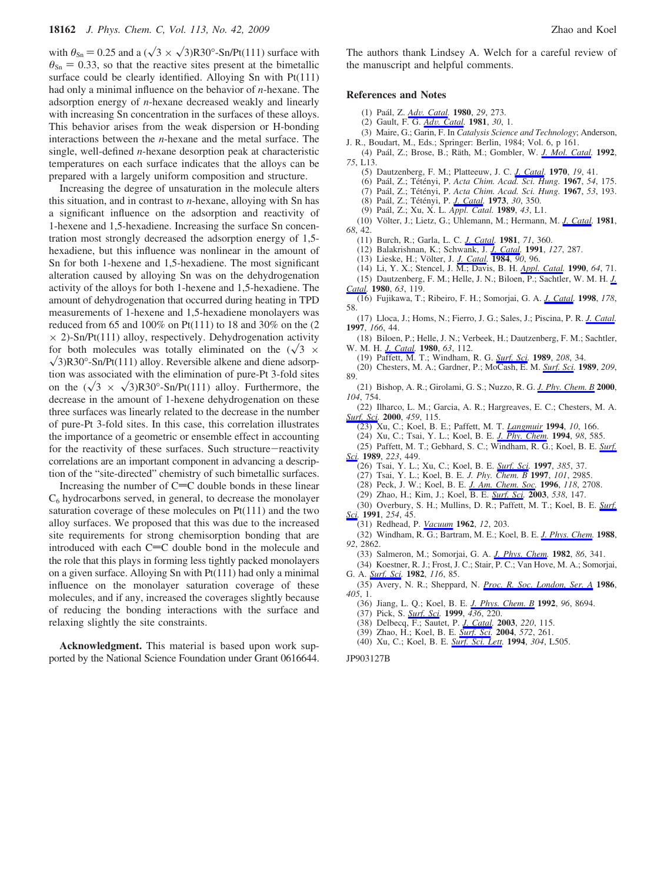with $\theta_{Sn} = 0.25$ and a $(\sqrt{3} \times \sqrt{3})R30°$-Sn/Pt(111) surface with $\theta_{Sn} = 0.33$, so that the reactive sites present at the bimetallic surface could be clearly identified. Alloying Sn with Pt(111) had only a minimal influence on the behavior of *n*-hexane. The adsorption energy of *n*-hexane decreased weakly and linearly with increasing Sn concentration in the surfaces of these alloys. This behavior arises from the weak dispersion or H-bonding interactions between the *n*-hexane and the metal surface. The single, well-defined *n*-hexane desorption peak at characteristic temperatures on each surface indicates that the alloys can be prepared with a largely uniform composition and structure.

Increasing the degree of unsaturation in the molecule alters this situation, and in contrast to *n*-hexane, alloying with Sn has a significant influence on the adsorption and reactivity of 1-hexene and 1,5-hexadiene. Increasing the surface Sn concentration most strongly decreased the adsorption energy of 1,5-hexadiene, but this influence was nonlinear in the amount of Sn for both 1-hexene and 1,5-hexadiene. The most significant alteration caused by alloying Sn was on the dehydrogenation activity of the alloys for both 1-hexene and 1,5-hexadiene. The amount of dehydrogenation that occurred during heating in TPD measurements of 1-hexene and 1,5-hexadiene monolayers was reduced from 65 and 100% on Pt(111) to 18 and 30% on the $(2 \times 2)$-Sn/Pt(111) alloy, respectively. Dehydrogenation activity for both molecules was totally eliminated on the $(\sqrt{3} \times \sqrt{3})R30°$-Sn/Pt(111) alloy. Reversible alkene and diene adsorption was associated with the elimination of pure-Pt 3-fold sites on the $(\sqrt{3} \times \sqrt{3})R30°$-Sn/Pt(111) alloy. Furthermore, the decrease in the amount of 1-hexene dehydrogenation on these three surfaces was linearly related to the decrease in the number of pure-Pt 3-fold sites. In this case, this correlation illustrates the importance of a geometric or ensemble effect in accounting for the reactivity of these surfaces. Such structure–reactivity correlations are an important component in advancing a description of the "site-directed" chemistry of such bimetallic surfaces.

Increasing the number of C=C double bonds in these linear $C_6$ hydrocarbons served, in general, to decrease the monolayer saturation coverage of these molecules on Pt(111) and the two alloy surfaces. We proposed that this was due to the increased site requirements for strong chemisorption bonding that are introduced with each C=C double bond in the molecule and the role that this plays in forming less tightly packed monolayers on a given surface. Alloying Sn with Pt(111) had only a minimal influence on the monolayer saturation coverage of these molecules, and if any, increased the coverages slightly because of reducing the bonding interactions with the surface and relaxing slightly the site constraints.

**Acknowledgment.** This material is based upon work supported by the National Science Foundation under Grant 0616644. The authors thank Lindsey A. Welch for a careful review of the manuscript and helpful comments.

## References and Notes

(1) Paál, Z. *Adv. Catal.* **1980**, *29*, 273.
(2) Gault, F. G. *Adv. Catal.* **1981**, *30*, 1.
(3) Maire, G.; Garin, F. In *Catalysis Science and Technology*; Anderson, J. R., Boudart, M., Eds.; Springer: Berlin, 1984; Vol. 6, p 161.
(4) Paál, Z.; Brose, B.; Räth, M.; Gombler, W. *J. Mol. Catal.* **1992**, *75*, L13.
(5) Dautzenberg, F. M.; Platteeuw, J. C. *J. Catal.* **1970**, *19*, 41.
(6) Paál, Z.; Tétényi, P. *Acta Chim. Acad. Sci. Hung.* **1967**, *54*, 175.
(7) Paál, Z.; Tétényi, P. *Acta Chim. Acad. Sci. Hung.* **1967**, *53*, 193.
(8) Paál, Z.; Tétényi, P. *J. Catal.* **1973**, *30*, 350.
(9) Paál, Z.; Xu, X. L. *Appl. Catal.* **1989**, *43*, L1.
(10) Völter, J.; Lietz, G.; Uhlemann, M.; Hermann, M. *J. Catal.* **1981**, *68*, 42.
(11) Burch, R.; Garla, L. C. *J. Catal.* **1981**, *71*, 360.
(12) Balakrishnan, K.; Schwank, J. *J. Catal.* **1991**, *127*, 287.
(13) Lieske, H.; Völter, J. *J. Catal.* **1984**, *90*, 96.
(14) Li, Y. X.; Stencel, J. M.; Davis, B. H. *Appl. Catal.* **1990**, *64*, 71.
(15) Dautzenberg, F. M.; Helle, J. N.; Biloen, P.; Sachtler, W. M. H. *J. Catal.* **1980**, *63*, 119.
(16) Fujikawa, T.; Ribeiro, F. H.; Somorjai, G. A. *J. Catal.* **1998**, *178*, 58.
(17) Lloca, J.; Homs, N.; Fierro, J. G.; Sales, J.; Piscina, P. R. *J. Catal.* **1997**, *166*, 44.
(18) Biloen, P.; Helle, J. N.; Verbeek, H.; Dautzenberg, F. M.; Sachtler, W. M. H. *J. Catal.* **1980**, *63*, 112.
(19) Paffett, M. T.; Windham, R. G. *Surf. Sci.* **1989**, *208*, 34.
(20) Chesters, M. A.; Gardner, P.; McCash, E. M. *Surf. Sci.* **1989**, *209*, 89.
(21) Bishop, A. R.; Girolami, G. S.; Nuzzo, R. G. *J. Phy. Chem. B* **2000**, *104*, 754.
(22) Ilharco, L. M.; Garcia, A. R.; Hargreaves, E. C.; Chesters, M. A. *Surf. Sci.* **2000**, *459*, 115.
(23) Xu, C.; Koel, B. E.; Paffett, M. T. *Langmuir* **1994**, *10*, 166.
(24) Xu, C.; Tsai, Y. L.; Koel, B. E. *J. Phy. Chem.* **1994**, *98*, 585.
(25) Paffett, M. T.; Gebhard, S. C.; Windham, R. G.; Koel, B. E. *Surf. Sci.* **1989**, *223*, 449.
(26) Tsai, Y. L.; Xu, C.; Koel, B. E. *Surf. Sci.* **1997**, *385*, 37.
(27) Tsai, Y. L.; Koel, B. E. *J. Phy. Chem. B* **1997**, *101*, 2985.
(28) Peck, J. W.; Koel, B. E. *J. Am. Chem. Soc.* **1996**, *118*, 2708.
(29) Zhao, H.; Kim, J.; Koel, B. E. *Surf. Sci.* **2003**, *538*, 147.
(30) Overbury, S. H.; Mullins, D. R.; Paffett, M. T.; Koel, B. E. *Surf. Sci.* **1991**, *254*, 45.
(31) Redhead, P. *Vacuum* **1962**, *12*, 203.
(32) Windham, R. G.; Bartram, M. E.; Koel, B. E. *J. Phys. Chem.* **1988**, *92*, 2862.
(33) Salmeron, M.; Somorjai, G. A. *J. Phys. Chem.* **1982**, *86*, 341.
(34) Koestner, R. J.; Frost, J. C.; Stair, P. C.; Van Hove, M. A.; Somorjai, G. A. *Surf. Sci.* **1982**, *116*, 85.
(35) Avery, N. R.; Sheppard, N. *Proc. R. Soc. London, Ser. A* **1986**, *405*, 1.
(36) Jiang, L. Q.; Koel, B. E. *J. Phys. Chem. B* **1992**, *96*, 8694.
(37) Pick, S. *Surf. Sci.* **1999**, *436*, 220.
(38) Delbecq, F.; Sautet, P. *J. Catal.* **2003**, *220*, 115.
(39) Zhao, H.; Koel, B. E. *Surf. Sci.* **2004**, *572*, 261.
(40) Xu, C.; Koel, B. E. *Surf. Sci. Lett.* **1994**, *304*, L505.

JP903127B